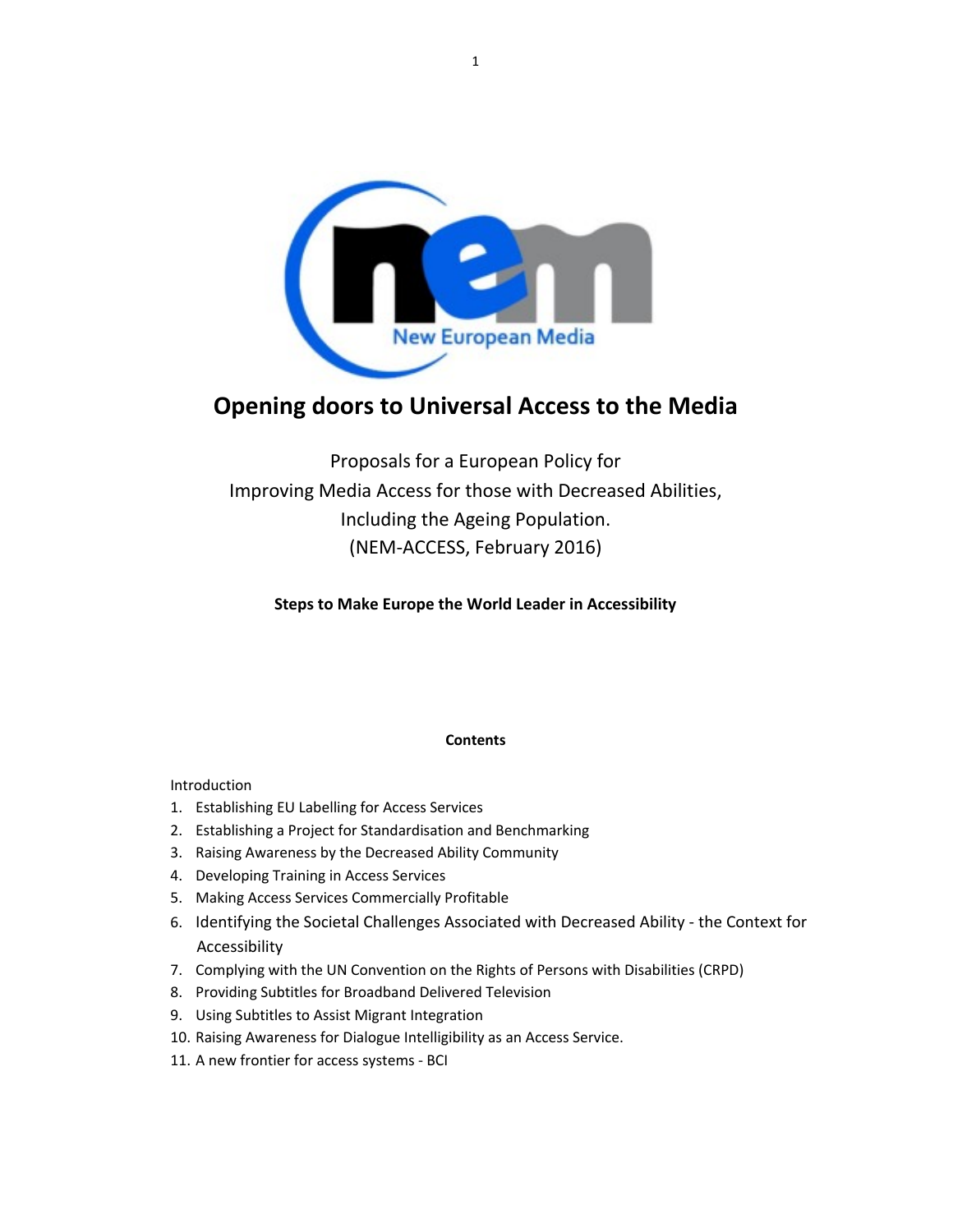# Opening doors to Universal Access to the Media

Proposals for a European Policy for
Improving Media Access for those with Decreased Abilities,
Including the Ageing Population.
(NEM-ACCESS, February 2016)

**Steps to Make Europe the World Leader in Accessibility**

**Contents**

Introduction

1. Establishing EU Labelling for Access Services
2. Establishing a Project for Standardisation and Benchmarking
3. Raising Awareness by the Decreased Ability Community
4. Developing Training in Access Services
5. Making Access Services Commercially Profitable
6. Identifying the Societal Challenges Associated with Decreased Ability - the Context for Accessibility
7. Complying with the UN Convention on the Rights of Persons with Disabilities (CRPD)
8. Providing Subtitles for Broadband Delivered Television
9. Using Subtitles to Assist Migrant Integration
10. Raising Awareness for Dialogue Intelligibility as an Access Service.
11. A new frontier for access systems - BCI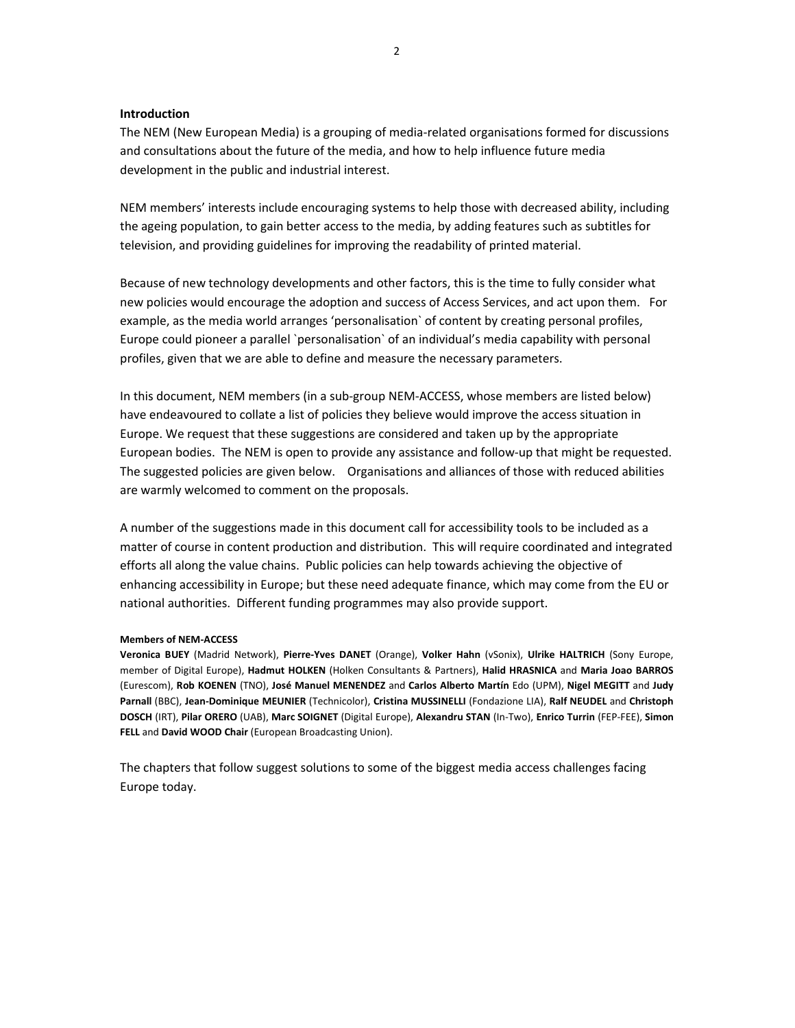**Introduction**

The NEM (New European Media) is a grouping of media-related organisations formed for discussions and consultations about the future of the media, and how to help influence future media development in the public and industrial interest.

NEM members' interests include encouraging systems to help those with decreased ability, including the ageing population, to gain better access to the media, by adding features such as subtitles for television, and providing guidelines for improving the readability of printed material.

Because of new technology developments and other factors, this is the time to fully consider what new policies would encourage the adoption and success of Access Services, and act upon them. For example, as the media world arranges 'personalisation` of content by creating personal profiles, Europe could pioneer a parallel `personalisation` of an individual's media capability with personal profiles, given that we are able to define and measure the necessary parameters.

In this document, NEM members (in a sub-group NEM-ACCESS, whose members are listed below) have endeavoured to collate a list of policies they believe would improve the access situation in Europe. We request that these suggestions are considered and taken up by the appropriate European bodies. The NEM is open to provide any assistance and follow-up that might be requested. The suggested policies are given below. Organisations and alliances of those with reduced abilities are warmly welcomed to comment on the proposals.

A number of the suggestions made in this document call for accessibility tools to be included as a matter of course in content production and distribution. This will require coordinated and integrated efforts all along the value chains. Public policies can help towards achieving the objective of enhancing accessibility in Europe; but these need adequate finance, which may come from the EU or national authorities. Different funding programmes may also provide support.

**Members of NEM-ACCESS**

**Veronica BUEY** (Madrid Network), **Pierre-Yves DANET** (Orange), **Volker Hahn** (vSonix), **Ulrike HALTRICH** (Sony Europe, member of Digital Europe), **Hadmut HOLKEN** (Holken Consultants & Partners), **Halid HRASNICA** and **Maria Joao BARROS** (Eurescom), **Rob KOENEN** (TNO), **José Manuel MENENDEZ** and **Carlos Alberto Martín** Edo (UPM), **Nigel MEGITT** and **Judy Parnall** (BBC), **Jean-Dominique MEUNIER** (Technicolor), **Cristina MUSSINELLI** (Fondazione LIA), **Ralf NEUDEL** and **Christoph DOSCH** (IRT), **Pilar ORERO** (UAB), **Marc SOIGNET** (Digital Europe), **Alexandru STAN** (In-Two), **Enrico Turrin** (FEP-FEE), **Simon FELL** and **David WOOD Chair** (European Broadcasting Union).

The chapters that follow suggest solutions to some of the biggest media access challenges facing Europe today.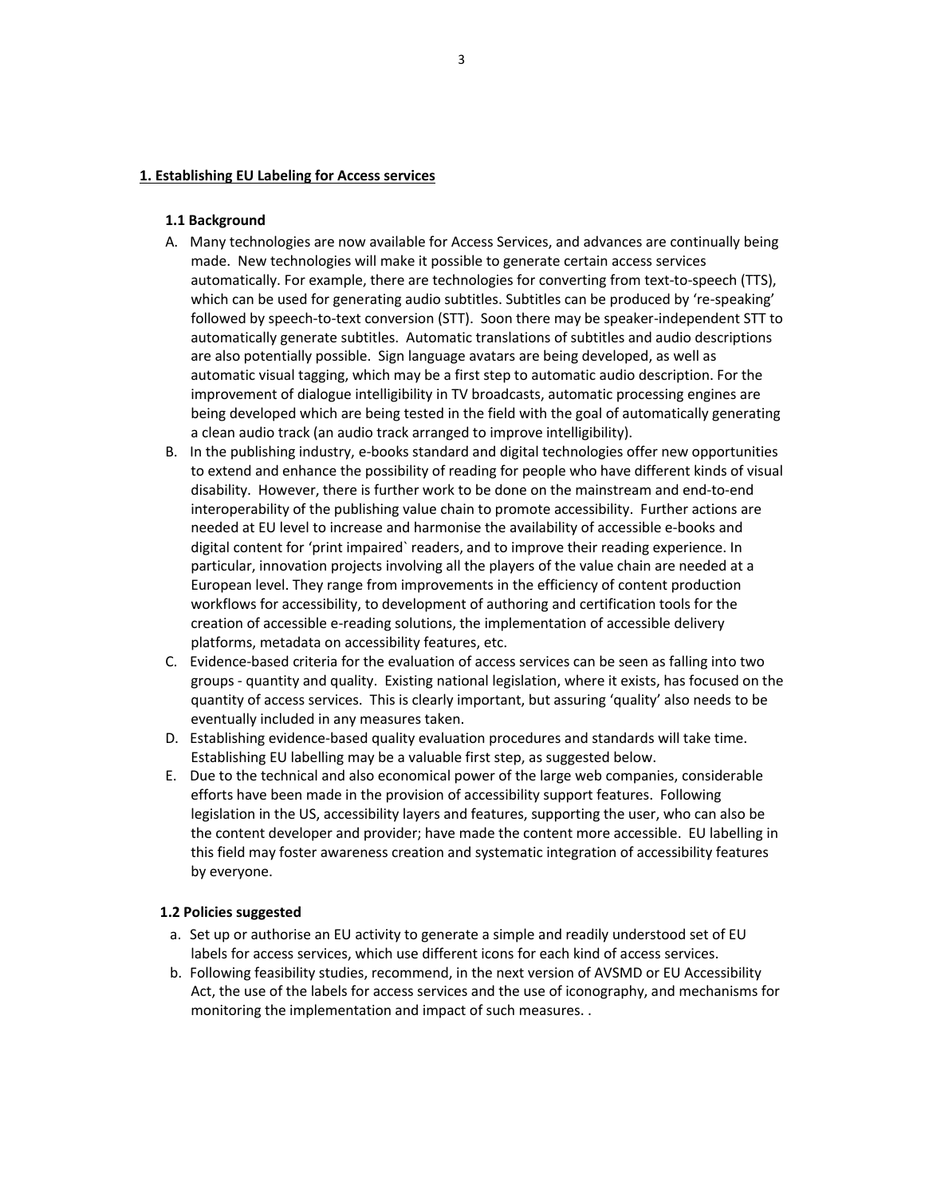## 1. Establishing EU Labeling for Access services

### 1.1 Background

A. Many technologies are now available for Access Services, and advances are continually being made. New technologies will make it possible to generate certain access services automatically. For example, there are technologies for converting from text-to-speech (TTS), which can be used for generating audio subtitles. Subtitles can be produced by 're-speaking' followed by speech-to-text conversion (STT). Soon there may be speaker-independent STT to automatically generate subtitles. Automatic translations of subtitles and audio descriptions are also potentially possible. Sign language avatars are being developed, as well as automatic visual tagging, which may be a first step to automatic audio description. For the improvement of dialogue intelligibility in TV broadcasts, automatic processing engines are being developed which are being tested in the field with the goal of automatically generating a clean audio track (an audio track arranged to improve intelligibility).

B. In the publishing industry, e-books standard and digital technologies offer new opportunities to extend and enhance the possibility of reading for people who have different kinds of visual disability. However, there is further work to be done on the mainstream and end-to-end interoperability of the publishing value chain to promote accessibility. Further actions are needed at EU level to increase and harmonise the availability of accessible e-books and digital content for 'print impaired` readers, and to improve their reading experience. In particular, innovation projects involving all the players of the value chain are needed at a European level. They range from improvements in the efficiency of content production workflows for accessibility, to development of authoring and certification tools for the creation of accessible e-reading solutions, the implementation of accessible delivery platforms, metadata on accessibility features, etc.

C. Evidence-based criteria for the evaluation of access services can be seen as falling into two groups - quantity and quality. Existing national legislation, where it exists, has focused on the quantity of access services. This is clearly important, but assuring 'quality' also needs to be eventually included in any measures taken.

D. Establishing evidence-based quality evaluation procedures and standards will take time. Establishing EU labelling may be a valuable first step, as suggested below.

E. Due to the technical and also economical power of the large web companies, considerable efforts have been made in the provision of accessibility support features. Following legislation in the US, accessibility layers and features, supporting the user, who can also be the content developer and provider; have made the content more accessible. EU labelling in this field may foster awareness creation and systematic integration of accessibility features by everyone.

### 1.2 Policies suggested

a. Set up or authorise an EU activity to generate a simple and readily understood set of EU labels for access services, which use different icons for each kind of access services.

b. Following feasibility studies, recommend, in the next version of AVSMD or EU Accessibility Act, the use of the labels for access services and the use of iconography, and mechanisms for monitoring the implementation and impact of such measures. .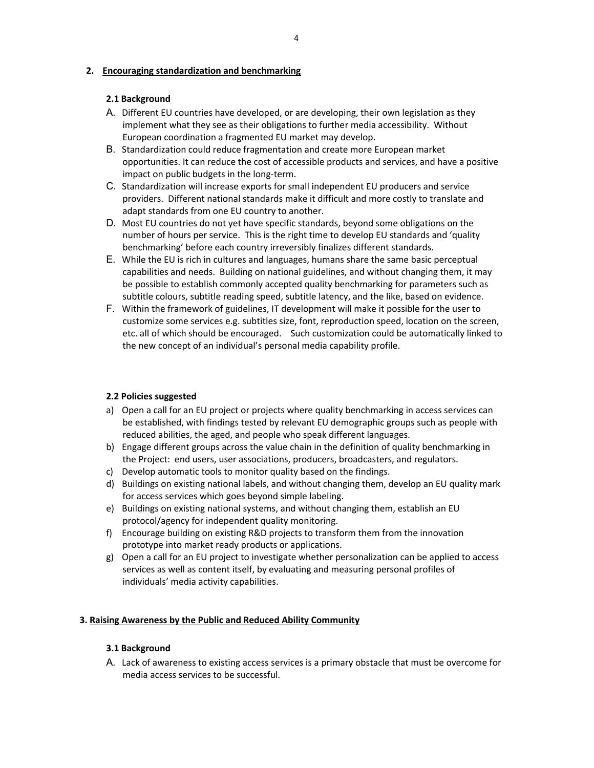## 2. Encouraging standardization and benchmarking

### 2.1 Background

A. Different EU countries have developed, or are developing, their own legislation as they implement what they see as their obligations to further media accessibility. Without European coordination a fragmented EU market may develop.

B. Standardization could reduce fragmentation and create more European market opportunities. It can reduce the cost of accessible products and services, and have a positive impact on public budgets in the long-term.

C. Standardization will increase exports for small independent EU producers and service providers. Different national standards make it difficult and more costly to translate and adapt standards from one EU country to another.

D. Most EU countries do not yet have specific standards, beyond some obligations on the number of hours per service. This is the right time to develop EU standards and 'quality benchmarking' before each country irreversibly finalizes different standards.

E. While the EU is rich in cultures and languages, humans share the same basic perceptual capabilities and needs. Building on national guidelines, and without changing them, it may be possible to establish commonly accepted quality benchmarking for parameters such as subtitle colours, subtitle reading speed, subtitle latency, and the like, based on evidence.

F. Within the framework of guidelines, IT development will make it possible for the user to customize some services e.g. subtitles size, font, reproduction speed, location on the screen, etc. all of which should be encouraged. Such customization could be automatically linked to the new concept of an individual's personal media capability profile.

### 2.2 Policies suggested

a) Open a call for an EU project or projects where quality benchmarking in access services can be established, with findings tested by relevant EU demographic groups such as people with reduced abilities, the aged, and people who speak different languages.

b) Engage different groups across the value chain in the definition of quality benchmarking in the Project: end users, user associations, producers, broadcasters, and regulators.

c) Develop automatic tools to monitor quality based on the findings.

d) Buildings on existing national labels, and without changing them, develop an EU quality mark for access services which goes beyond simple labeling.

e) Buildings on existing national systems, and without changing them, establish an EU protocol/agency for independent quality monitoring.

f) Encourage building on existing R&D projects to transform them from the innovation prototype into market ready products or applications.

g) Open a call for an EU project to investigate whether personalization can be applied to access services as well as content itself, by evaluating and measuring personal profiles of individuals' media activity capabilities.

## 3. Raising Awareness by the Public and Reduced Ability Community

### 3.1 Background

A. Lack of awareness to existing access services is a primary obstacle that must be overcome for media access services to be successful.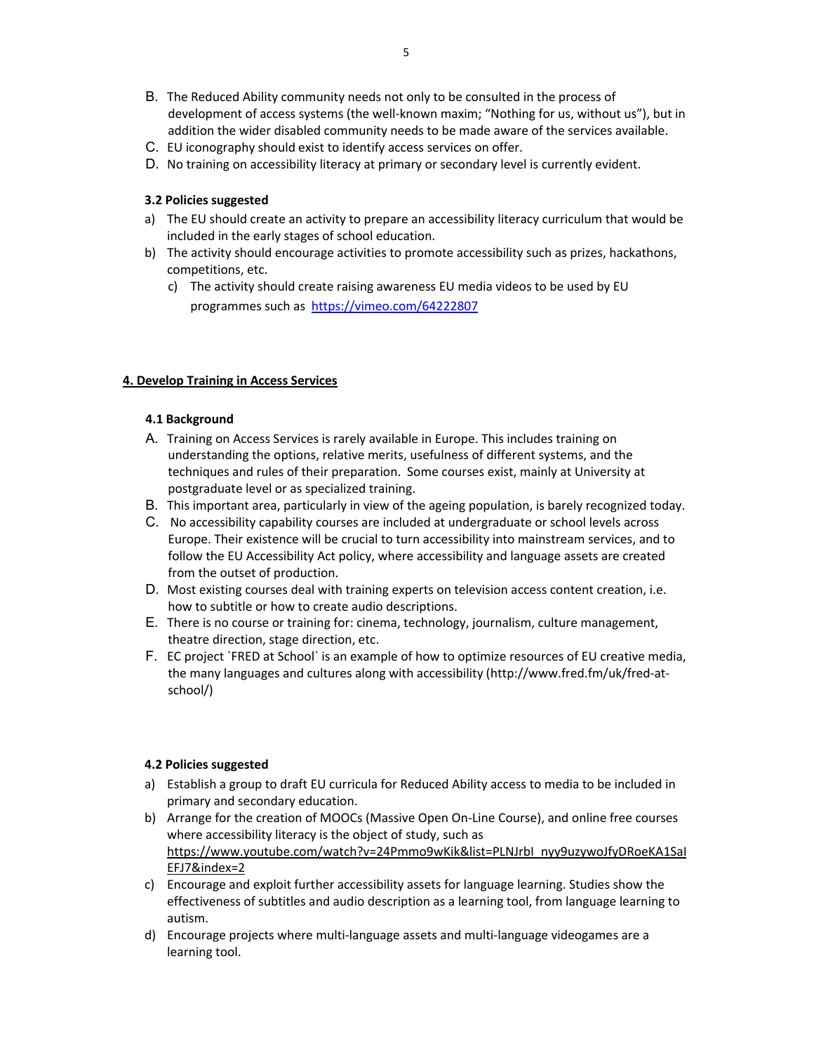B. The Reduced Ability community needs not only to be consulted in the process of development of access systems (the well-known maxim; "Nothing for us, without us"), but in addition the wider disabled community needs to be made aware of the services available.

C. EU iconography should exist to identify access services on offer.

D. No training on accessibility literacy at primary or secondary level is currently evident.

### 3.2 Policies suggested

a) The EU should create an activity to prepare an accessibility literacy curriculum that would be included in the early stages of school education.

b) The activity should encourage activities to promote accessibility such as prizes, hackathons, competitions, etc.

c) The activity should create raising awareness EU media videos to be used by EU programmes such as https://vimeo.com/64222807

## 4. Develop Training in Access Services

### 4.1 Background

A. Training on Access Services is rarely available in Europe. This includes training on understanding the options, relative merits, usefulness of different systems, and the techniques and rules of their preparation. Some courses exist, mainly at University at postgraduate level or as specialized training.

B. This important area, particularly in view of the ageing population, is barely recognized today.

C. No accessibility capability courses are included at undergraduate or school levels across Europe. Their existence will be crucial to turn accessibility into mainstream services, and to follow the EU Accessibility Act policy, where accessibility and language assets are created from the outset of production.

D. Most existing courses deal with training experts on television access content creation, i.e. how to subtitle or how to create audio descriptions.

E. There is no course or training for: cinema, technology, journalism, culture management, theatre direction, stage direction, etc.

F. EC project `FRED at School` is an example of how to optimize resources of EU creative media, the many languages and cultures along with accessibility (http://www.fred.fm/uk/fred-at-school/)

### 4.2 Policies suggested

a) Establish a group to draft EU curricula for Reduced Ability access to media to be included in primary and secondary education.

b) Arrange for the creation of MOOCs (Massive Open On-Line Course), and online free courses where accessibility literacy is the object of study, such as https://www.youtube.com/watch?v=24Pmmo9wKik&list=PLNJrbI_nyy9uzywoJfyDRoeKA1SaIEFJ7&index=2

c) Encourage and exploit further accessibility assets for language learning. Studies show the effectiveness of subtitles and audio description as a learning tool, from language learning to autism.

d) Encourage projects where multi-language assets and multi-language videogames are a learning tool.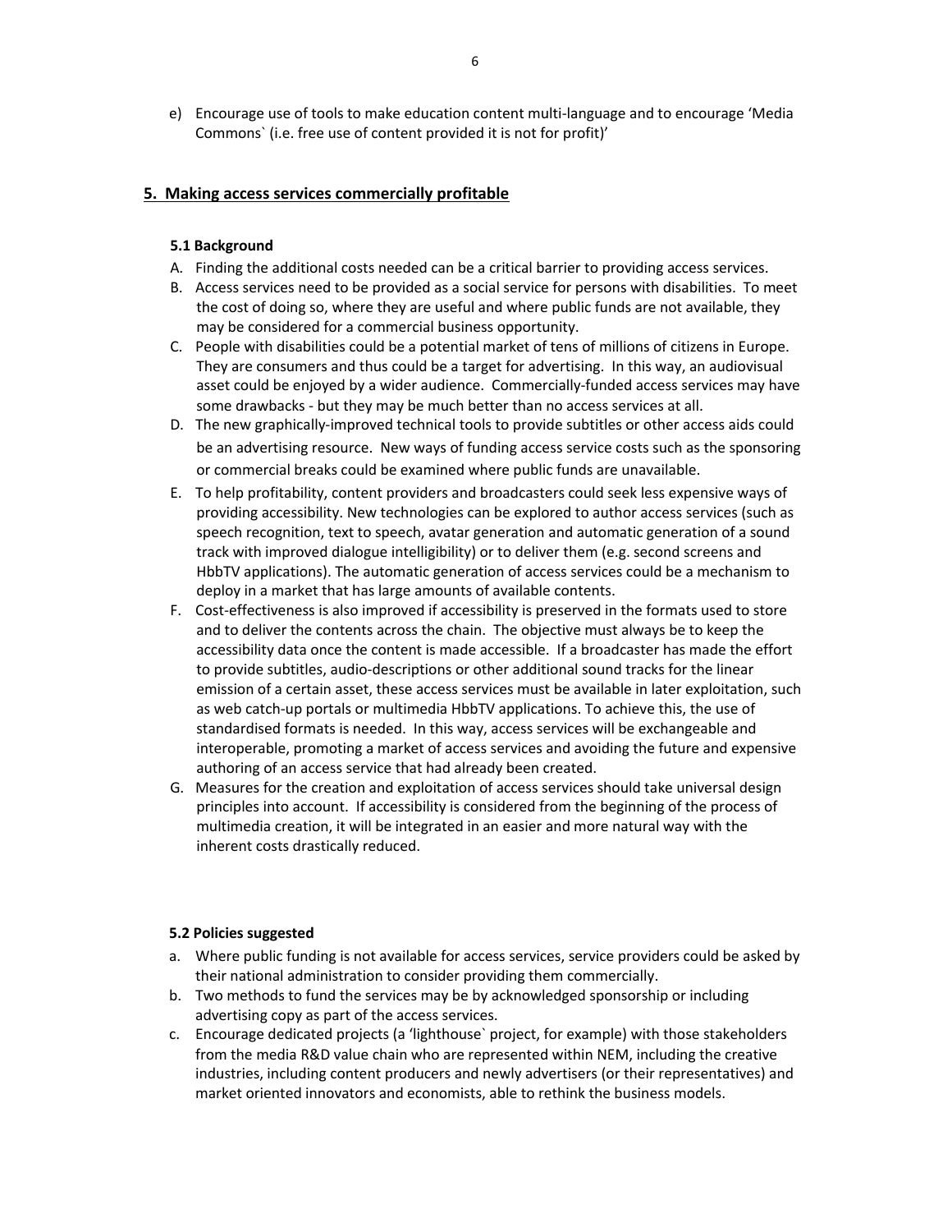e) Encourage use of tools to make education content multi-language and to encourage 'Media Commons` (i.e. free use of content provided it is not for profit)'

## 5. Making access services commercially profitable

### 5.1 Background

A. Finding the additional costs needed can be a critical barrier to providing access services.

B. Access services need to be provided as a social service for persons with disabilities. To meet the cost of doing so, where they are useful and where public funds are not available, they may be considered for a commercial business opportunity.

C. People with disabilities could be a potential market of tens of millions of citizens in Europe. They are consumers and thus could be a target for advertising. In this way, an audiovisual asset could be enjoyed by a wider audience. Commercially-funded access services may have some drawbacks - but they may be much better than no access services at all.

D. The new graphically-improved technical tools to provide subtitles or other access aids could be an advertising resource. New ways of funding access service costs such as the sponsoring or commercial breaks could be examined where public funds are unavailable.

E. To help profitability, content providers and broadcasters could seek less expensive ways of providing accessibility. New technologies can be explored to author access services (such as speech recognition, text to speech, avatar generation and automatic generation of a sound track with improved dialogue intelligibility) or to deliver them (e.g. second screens and HbbTV applications). The automatic generation of access services could be a mechanism to deploy in a market that has large amounts of available contents.

F. Cost-effectiveness is also improved if accessibility is preserved in the formats used to store and to deliver the contents across the chain. The objective must always be to keep the accessibility data once the content is made accessible. If a broadcaster has made the effort to provide subtitles, audio-descriptions or other additional sound tracks for the linear emission of a certain asset, these access services must be available in later exploitation, such as web catch-up portals or multimedia HbbTV applications. To achieve this, the use of standardised formats is needed. In this way, access services will be exchangeable and interoperable, promoting a market of access services and avoiding the future and expensive authoring of an access service that had already been created.

G. Measures for the creation and exploitation of access services should take universal design principles into account. If accessibility is considered from the beginning of the process of multimedia creation, it will be integrated in an easier and more natural way with the inherent costs drastically reduced.

### 5.2 Policies suggested

a. Where public funding is not available for access services, service providers could be asked by their national administration to consider providing them commercially.

b. Two methods to fund the services may be by acknowledged sponsorship or including advertising copy as part of the access services.

c. Encourage dedicated projects (a 'lighthouse` project, for example) with those stakeholders from the media R&D value chain who are represented within NEM, including the creative industries, including content producers and newly advertisers (or their representatives) and market oriented innovators and economists, able to rethink the business models.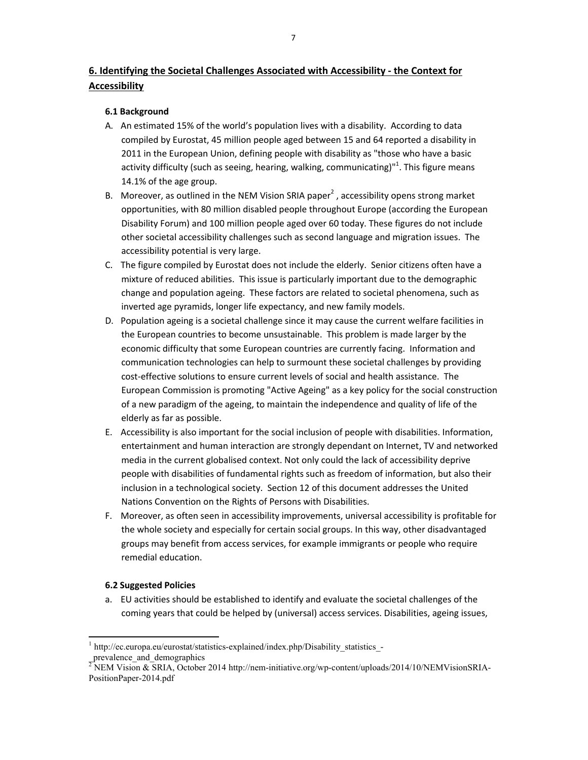## 6. Identifying the Societal Challenges Associated with Accessibility - the Context for Accessibility

### 6.1 Background

A. An estimated 15% of the world's population lives with a disability. According to data compiled by Eurostat, 45 million people aged between 15 and 64 reported a disability in 2011 in the European Union, defining people with disability as "those who have a basic activity difficulty (such as seeing, hearing, walking, communicating)"[1]. This figure means 14.1% of the age group.

B. Moreover, as outlined in the NEM Vision SRIA paper[2] , accessibility opens strong market opportunities, with 80 million disabled people throughout Europe (according the European Disability Forum) and 100 million people aged over 60 today. These figures do not include other societal accessibility challenges such as second language and migration issues. The accessibility potential is very large.

C. The figure compiled by Eurostat does not include the elderly. Senior citizens often have a mixture of reduced abilities. This issue is particularly important due to the demographic change and population ageing. These factors are related to societal phenomena, such as inverted age pyramids, longer life expectancy, and new family models.

D. Population ageing is a societal challenge since it may cause the current welfare facilities in the European countries to become unsustainable. This problem is made larger by the economic difficulty that some European countries are currently facing. Information and communication technologies can help to surmount these societal challenges by providing cost-effective solutions to ensure current levels of social and health assistance. The European Commission is promoting "Active Ageing" as a key policy for the social construction of a new paradigm of the ageing, to maintain the independence and quality of life of the elderly as far as possible.

E. Accessibility is also important for the social inclusion of people with disabilities. Information, entertainment and human interaction are strongly dependant on Internet, TV and networked media in the current globalised context. Not only could the lack of accessibility deprive people with disabilities of fundamental rights such as freedom of information, but also their inclusion in a technological society. Section 12 of this document addresses the United Nations Convention on the Rights of Persons with Disabilities.

F. Moreover, as often seen in accessibility improvements, universal accessibility is profitable for the whole society and especially for certain social groups. In this way, other disadvantaged groups may benefit from access services, for example immigrants or people who require remedial education.

### 6.2 Suggested Policies

a. EU activities should be established to identify and evaluate the societal challenges of the coming years that could be helped by (universal) access services. Disabilities, ageing issues,

---

[1] http://ec.europa.eu/eurostat/statistics-explained/index.php/Disability_statistics_-_prevalence_and_demographics

[2] NEM Vision & SRIA, October 2014 http://nem-initiative.org/wp-content/uploads/2014/10/NEMVisionSRIA-PositionPaper-2014.pdf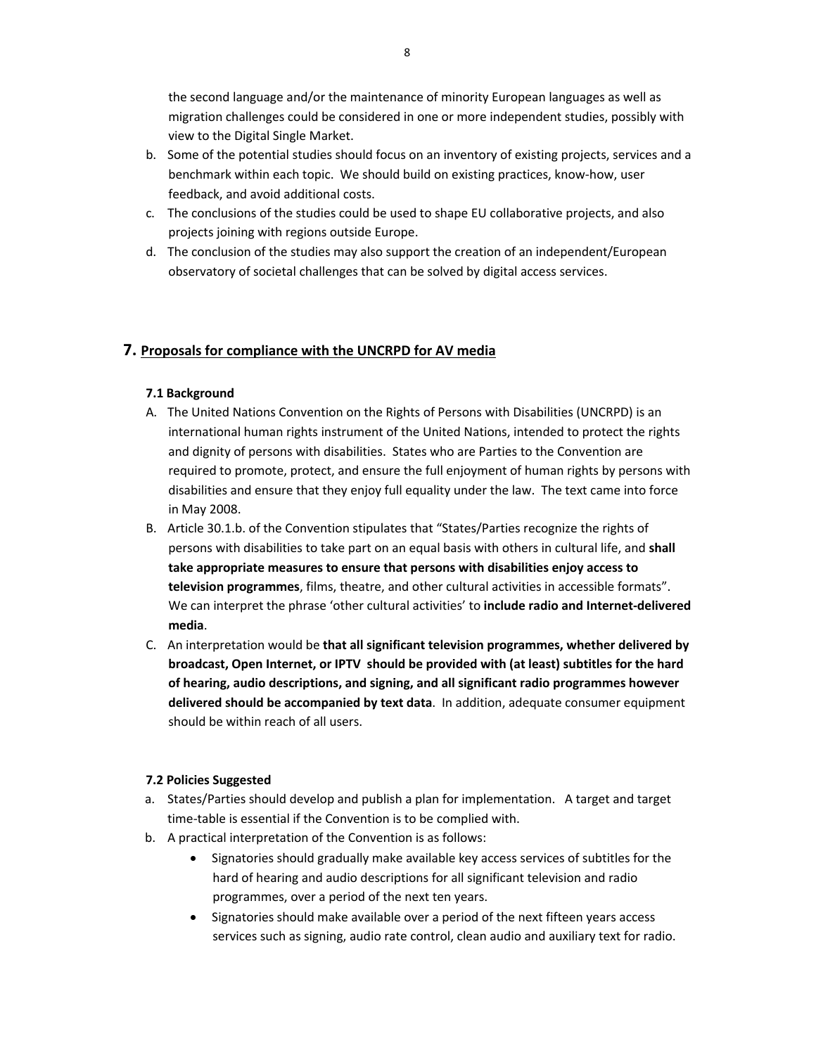the second language and/or the maintenance of minority European languages as well as migration challenges could be considered in one or more independent studies, possibly with view to the Digital Single Market.

b. Some of the potential studies should focus on an inventory of existing projects, services and a benchmark within each topic. We should build on existing practices, know-how, user feedback, and avoid additional costs.
c. The conclusions of the studies could be used to shape EU collaborative projects, and also projects joining with regions outside Europe.
d. The conclusion of the studies may also support the creation of an independent/European observatory of societal challenges that can be solved by digital access services.

## 7. Proposals for compliance with the UNCRPD for AV media

### 7.1 Background

A. The United Nations Convention on the Rights of Persons with Disabilities (UNCRPD) is an international human rights instrument of the United Nations, intended to protect the rights and dignity of persons with disabilities. States who are Parties to the Convention are required to promote, protect, and ensure the full enjoyment of human rights by persons with disabilities and ensure that they enjoy full equality under the law. The text came into force in May 2008.

B. Article 30.1.b. of the Convention stipulates that “States/Parties recognize the rights of persons with disabilities to take part on an equal basis with others in cultural life, and **shall take appropriate measures to ensure that persons with disabilities enjoy access to television programmes**, films, theatre, and other cultural activities in accessible formats”. We can interpret the phrase ‘other cultural activities’ to **include radio and Internet-delivered media**.

C. An interpretation would be **that all significant television programmes, whether delivered by broadcast, Open Internet, or IPTV should be provided with (at least) subtitles for the hard of hearing, audio descriptions, and signing, and all significant radio programmes however delivered should be accompanied by text data**. In addition, adequate consumer equipment should be within reach of all users.

### 7.2 Policies Suggested

a. States/Parties should develop and publish a plan for implementation. A target and target time-table is essential if the Convention is to be complied with.
b. A practical interpretation of the Convention is as follows:
    - Signatories should gradually make available key access services of subtitles for the hard of hearing and audio descriptions for all significant television and radio programmes, over a period of the next ten years.
    - Signatories should make available over a period of the next fifteen years access services such as signing, audio rate control, clean audio and auxiliary text for radio.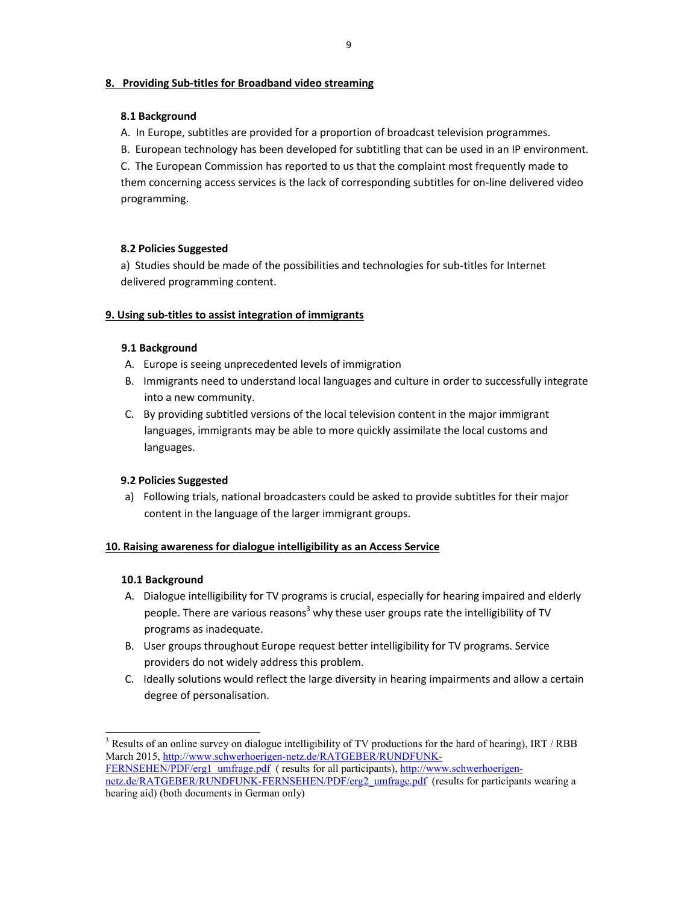## 8. Providing Sub-titles for Broadband video streaming

### 8.1 Background

A. In Europe, subtitles are provided for a proportion of broadcast television programmes.

B. European technology has been developed for subtitling that can be used in an IP environment.

C. The European Commission has reported to us that the complaint most frequently made to them concerning access services is the lack of corresponding subtitles for on-line delivered video programming.

### 8.2 Policies Suggested

a) Studies should be made of the possibilities and technologies for sub-titles for Internet delivered programming content.

## 9. Using sub-titles to assist integration of immigrants

### 9.1 Background

A. Europe is seeing unprecedented levels of immigration

B. Immigrants need to understand local languages and culture in order to successfully integrate into a new community.

C. By providing subtitled versions of the local television content in the major immigrant languages, immigrants may be able to more quickly assimilate the local customs and languages.

### 9.2 Policies Suggested

a) Following trials, national broadcasters could be asked to provide subtitles for their major content in the language of the larger immigrant groups.

## 10. Raising awareness for dialogue intelligibility as an Access Service

### 10.1 Background

A. Dialogue intelligibility for TV programs is crucial, especially for hearing impaired and elderly people. There are various reasons[3] why these user groups rate the intelligibility of TV programs as inadequate.

B. User groups throughout Europe request better intelligibility for TV programs. Service providers do not widely address this problem.

C. Ideally solutions would reflect the large diversity in hearing impairments and allow a certain degree of personalisation.

---

[3] Results of an online survey on dialogue intelligibility of TV productions for the hard of hearing), IRT / RBB March 2015, http://www.schwerhoerigen-netz.de/RATGEBER/RUNDFUNK-FERNSEHEN/PDF/erg1_umfrage.pdf ( results for all participants), http://www.schwerhoerigen-netz.de/RATGEBER/RUNDFUNK-FERNSEHEN/PDF/erg2_umfrage.pdf (results for participants wearing a hearing aid) (both documents in German only)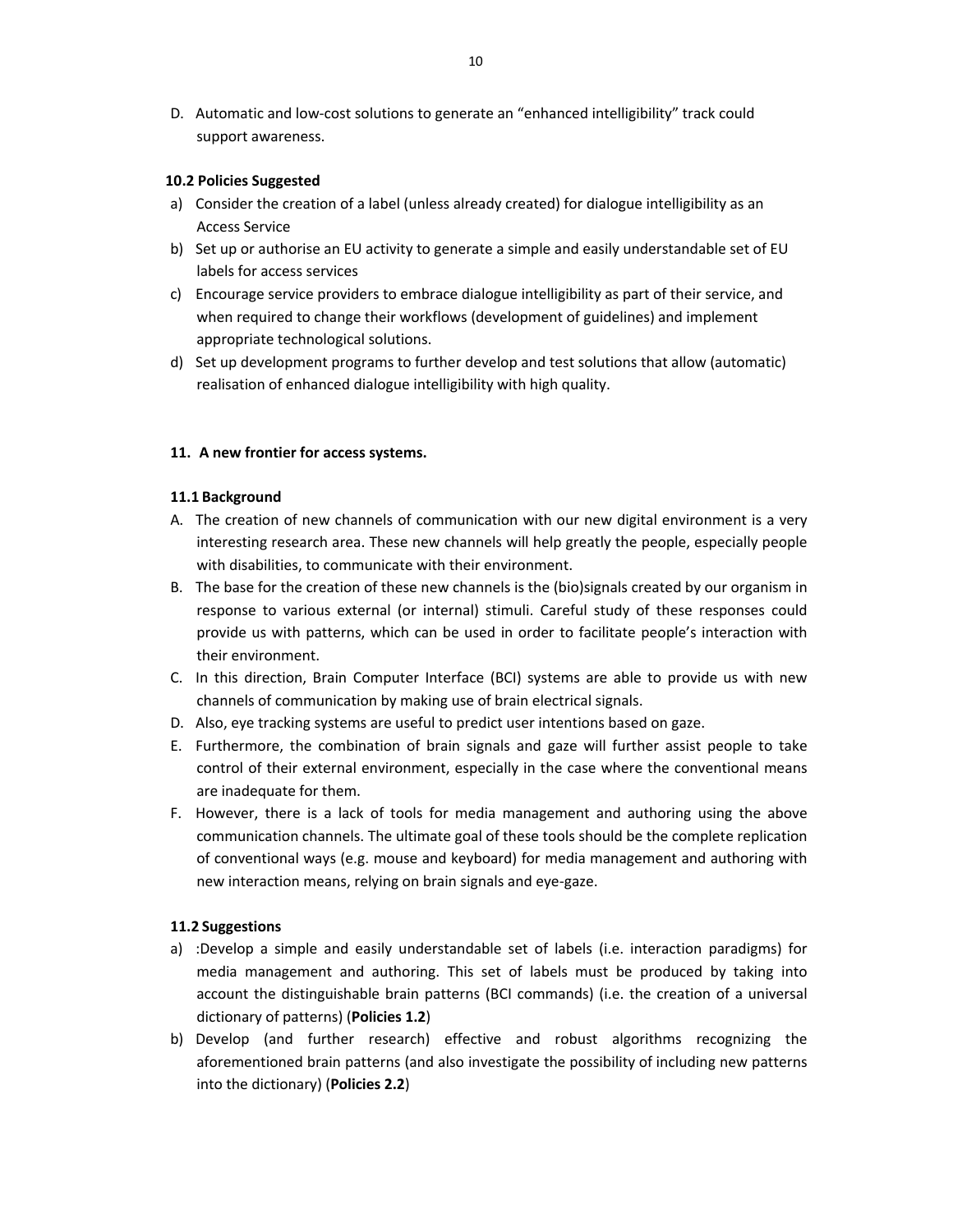D. Automatic and low-cost solutions to generate an "enhanced intelligibility" track could support awareness.

### 10.2 Policies Suggested

a) Consider the creation of a label (unless already created) for dialogue intelligibility as an Access Service

b) Set up or authorise an EU activity to generate a simple and easily understandable set of EU labels for access services

c) Encourage service providers to embrace dialogue intelligibility as part of their service, and when required to change their workflows (development of guidelines) and implement appropriate technological solutions.

d) Set up development programs to further develop and test solutions that allow (automatic) realisation of enhanced dialogue intelligibility with high quality.

## 11. A new frontier for access systems.

### 11.1 Background

A. The creation of new channels of communication with our new digital environment is a very interesting research area. These new channels will help greatly the people, especially people with disabilities, to communicate with their environment.

B. The base for the creation of these new channels is the (bio)signals created by our organism in response to various external (or internal) stimuli. Careful study of these responses could provide us with patterns, which can be used in order to facilitate people's interaction with their environment.

C. In this direction, Brain Computer Interface (BCI) systems are able to provide us with new channels of communication by making use of brain electrical signals.

D. Also, eye tracking systems are useful to predict user intentions based on gaze.

E. Furthermore, the combination of brain signals and gaze will further assist people to take control of their external environment, especially in the case where the conventional means are inadequate for them.

F. However, there is a lack of tools for media management and authoring using the above communication channels. The ultimate goal of these tools should be the complete replication of conventional ways (e.g. mouse and keyboard) for media management and authoring with new interaction means, relying on brain signals and eye-gaze.

### 11.2 Suggestions

a) :Develop a simple and easily understandable set of labels (i.e. interaction paradigms) for media management and authoring. This set of labels must be produced by taking into account the distinguishable brain patterns (BCI commands) (i.e. the creation of a universal dictionary of patterns) (**Policies 1.2**)

b) Develop (and further research) effective and robust algorithms recognizing the aforementioned brain patterns (and also investigate the possibility of including new patterns into the dictionary) (**Policies 2.2**)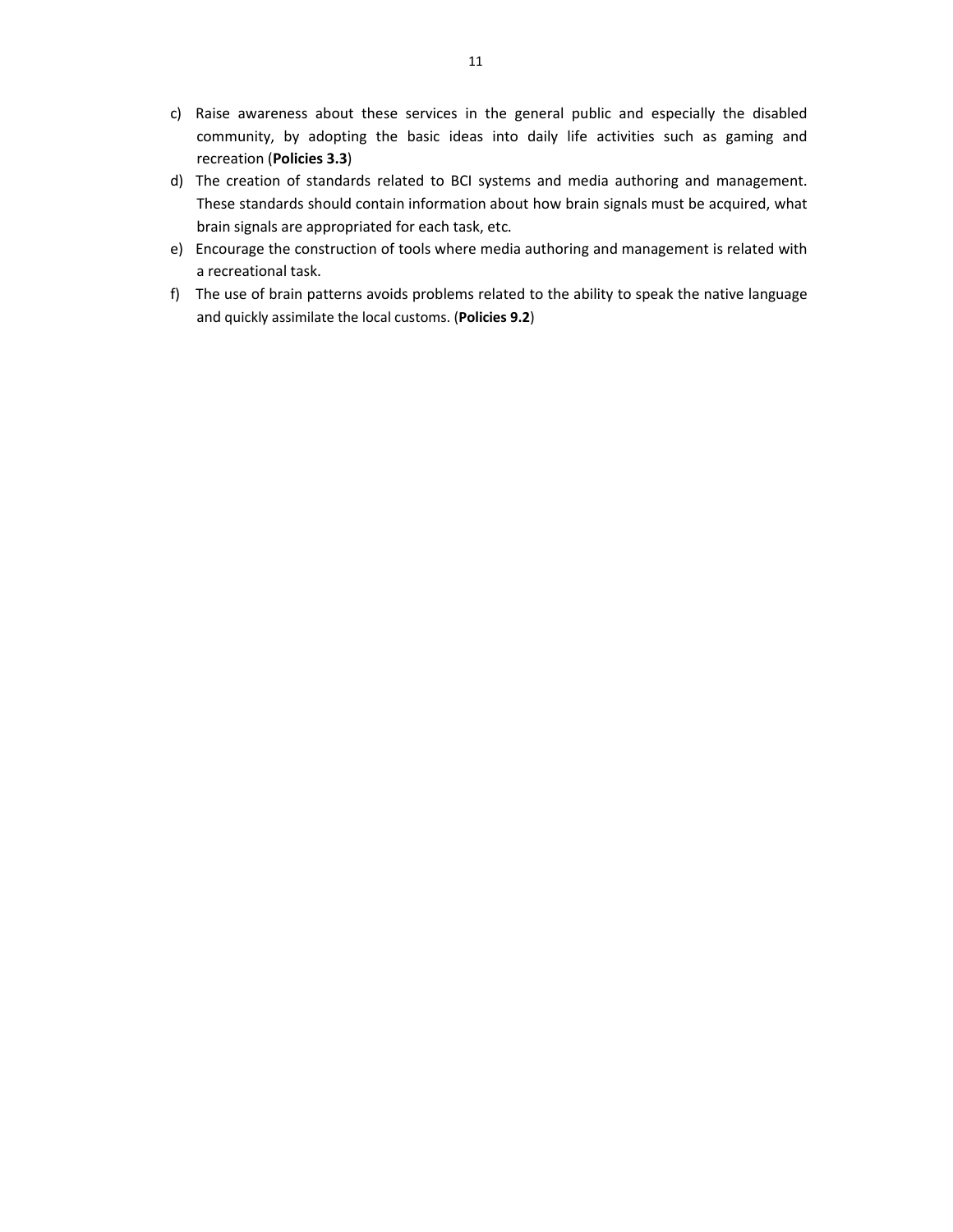c) Raise awareness about these services in the general public and especially the disabled community, by adopting the basic ideas into daily life activities such as gaming and recreation (**Policies 3.3**)
d) The creation of standards related to BCI systems and media authoring and management. These standards should contain information about how brain signals must be acquired, what brain signals are appropriated for each task, etc.
e) Encourage the construction of tools where media authoring and management is related with a recreational task.
f) The use of brain patterns avoids problems related to the ability to speak the native language and quickly assimilate the local customs. (**Policies 9.2**)